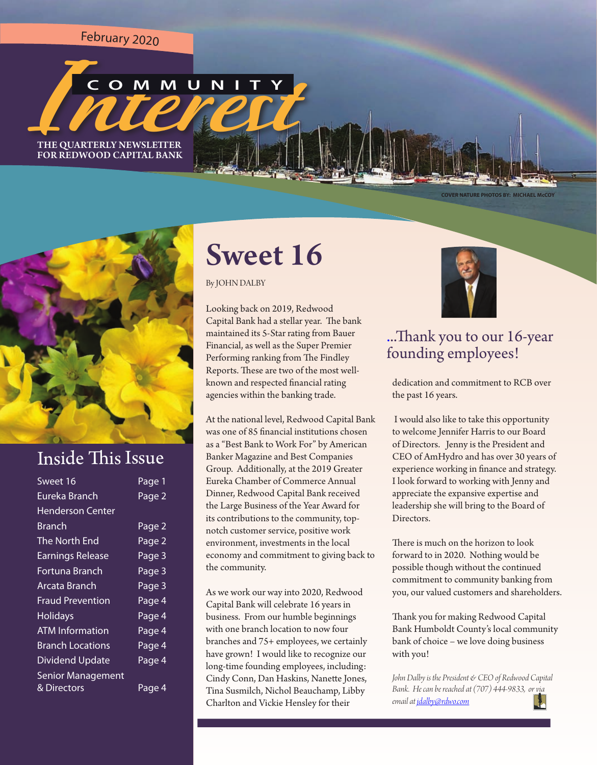February 2020

# COMMUNITY Interest

THE QUARTERLY NEWSLETTER FOR REDWOOD CAPITAL BANK

COVER NATURE PHOTOS BY: MICHAEL McCOY

## Inside This Issue

| | |
|---|---|
| Sweet 16 | Page 1 |
| Eureka Branch | Page 2 |
| Henderson Center Branch | Page 2 |
| The North End | Page 2 |
| Earnings Release | Page 3 |
| Fortuna Branch | Page 3 |
| Arcata Branch | Page 3 |
| Fraud Prevention | Page 4 |
| Holidays | Page 4 |
| ATM Information | Page 4 |
| Branch Locations | Page 4 |
| Dividend Update | Page 4 |
| Senior Management & Directors | Page 4 |

# Sweet 16

By JOHN DALBY

Looking back on 2019, Redwood Capital Bank had a stellar year. The bank maintained its 5-Star rating from Bauer Financial, as well as the Super Premier Performing ranking from The Findley Reports. These are two of the most well-known and respected financial rating agencies within the banking trade.

At the national level, Redwood Capital Bank was one of 85 financial institutions chosen as a "Best Bank to Work For" by American Banker Magazine and Best Companies Group. Additionally, at the 2019 Greater Eureka Chamber of Commerce Annual Dinner, Redwood Capital Bank received the Large Business of the Year Award for its contributions to the community, top-notch customer service, positive work environment, investments in the local economy and commitment to giving back to the community.

As we work our way into 2020, Redwood Capital Bank will celebrate 16 years in business. From our humble beginnings with one branch location to now four branches and 75+ employees, we certainly have grown! I would like to recognize our long-time founding employees, including: Cindy Conn, Dan Haskins, Nanette Jones, Tina Susmilch, Nichol Beauchamp, Libby Charlton and Vickie Hensley for their dedication and commitment to RCB over the past 16 years.

## ...Thank you to our 16-year founding employees!

I would also like to take this opportunity to welcome Jennifer Harris to our Board of Directors. Jenny is the President and CEO of AmHydro and has over 30 years of experience working in finance and strategy. I look forward to working with Jenny and appreciate the expansive expertise and leadership she will bring to the Board of Directors.

There is much on the horizon to look forward to in 2020. Nothing would be possible though without the continued commitment to community banking from you, our valued customers and shareholders.

Thank you for making Redwood Capital Bank Humboldt County's local community bank of choice – we love doing business with you!

*John Dalby is the President & CEO of Redwood Capital Bank. He can be reached at (707) 444-9833, or via email at jdalby@rdwo.com*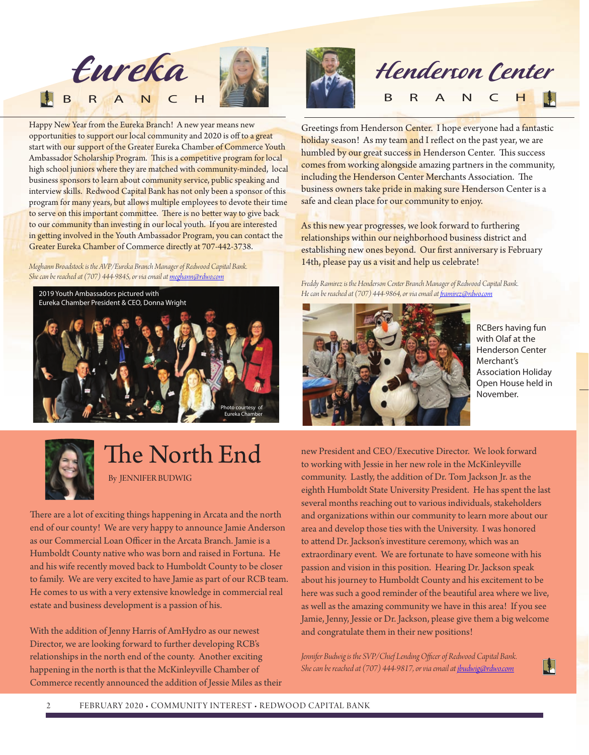# Eureka Branch

Happy New Year from the Eureka Branch! A new year means new opportunities to support our local community and 2020 is off to a great start with our support of the Greater Eureka Chamber of Commerce Youth Ambassador Scholarship Program. This is a competitive program for local high school juniors where they are matched with community-minded, local business sponsors to learn about community service, public speaking and interview skills. Redwood Capital Bank has not only been a sponsor of this program for many years, but allows multiple employees to devote their time to serve on this important committee. There is no better way to give back to our community than investing in our local youth. If you are interested in getting involved in the Youth Ambassador Program, you can contact the Greater Eureka Chamber of Commerce directly at 707-442-3738.

*Meghann Broadstock is the AVP/Eureka Branch Manager of Redwood Capital Bank. She can be reached at (707) 444-9845, or via email at meghann@rdwo.com*

2019 Youth Ambassadors pictured with Eureka Chamber President & CEO, Donna Wright

Photo courtesy of Eureka Chamber

# Henderson Center Branch

Greetings from Henderson Center. I hope everyone had a fantastic holiday season! As my team and I reflect on the past year, we are humbled by our great success in Henderson Center. This success comes from working alongside amazing partners in the community, including the Henderson Center Merchants Association. The business owners take pride in making sure Henderson Center is a safe and clean place for our community to enjoy.

As this new year progresses, we look forward to furthering relationships within our neighborhood business district and establishing new ones beyond. Our first anniversary is February 14th, please pay us a visit and help us celebrate!

*Freddy Ramirez is the Henderson Center Branch Manager of Redwood Capital Bank. He can be reached at (707) 444-9864, or via email at framirez@rdwo.com*

RCBers having fun with Olaf at the Henderson Center Merchant's Association Holiday Open House held in November.

# The North End

By JENNIFER BUDWIG

There are a lot of exciting things happening in Arcata and the north end of our county! We are very happy to announce Jamie Anderson as our Commercial Loan Officer in the Arcata Branch. Jamie is a Humboldt County native who was born and raised in Fortuna. He and his wife recently moved back to Humboldt County to be closer to family. We are very excited to have Jamie as part of our RCB team. He comes to us with a very extensive knowledge in commercial real estate and business development is a passion of his.

With the addition of Jenny Harris of AmHydro as our newest Director, we are looking forward to further developing RCB's relationships in the north end of the county. Another exciting happening in the north is that the McKinleyville Chamber of Commerce recently announced the addition of Jessie Miles as their new President and CEO/Executive Director. We look forward to working with Jessie in her new role in the McKinleyville community. Lastly, the addition of Dr. Tom Jackson Jr. as the eighth Humboldt State University President. He has spent the last several months reaching out to various individuals, stakeholders and organizations within our community to learn more about our area and develop those ties with the University. I was honored to attend Dr. Jackson's investiture ceremony, which was an extraordinary event. We are fortunate to have someone with his passion and vision in this position. Hearing Dr. Jackson speak about his journey to Humboldt County and his excitement to be here was such a good reminder of the beautiful area where we live, as well as the amazing community we have in this area! If you see Jamie, Jenny, Jessie or Dr. Jackson, please give them a big welcome and congratulate them in their new positions!

*Jennifer Budwig is the SVP/Chief Lending Officer of Redwood Capital Bank. She can be reached at (707) 444-9817, or via email at jbudwig@rdwo.com*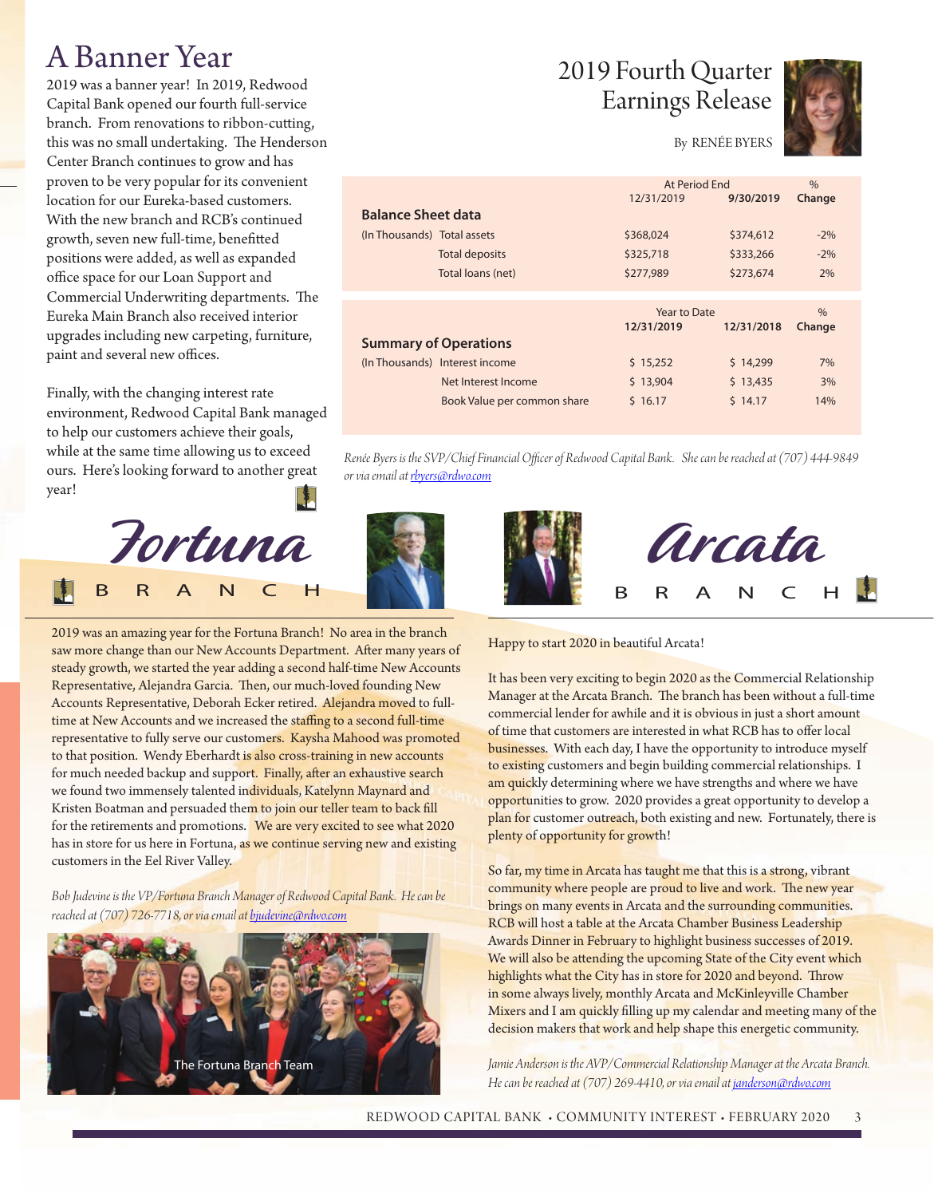# A Banner Year

2019 was a banner year! In 2019, Redwood Capital Bank opened our fourth full-service branch. From renovations to ribbon-cutting, this was no small undertaking. The Henderson Center Branch continues to grow and has proven to be very popular for its convenient location for our Eureka-based customers. With the new branch and RCB's continued growth, seven new full-time, benefitted positions were added, as well as expanded office space for our Loan Support and Commercial Underwriting departments. The Eureka Main Branch also received interior upgrades including new carpeting, furniture, paint and several new offices.

Finally, with the changing interest rate environment, Redwood Capital Bank managed to help our customers achieve their goals, while at the same time allowing us to exceed ours. Here's looking forward to another great year!

# 2019 Fourth Quarter Earnings Release

By RENÉE BYERS

| **Balance Sheet data** | | At Period End 12/31/2019 | 9/30/2019 | % Change |
|---|---|---|---|---|
| (In Thousands) | Total assets | $368,024 | $374,612 | -2% |
| | Total deposits | $325,718 | $333,266 | -2% |
| | Total loans (net) | $277,989 | $273,674 | 2% |

| **Summary of Operations** | | Year to Date 12/31/2019 | 12/31/2018 | % Change |
|---|---|---|---|---|
| (In Thousands) | Interest income | $ 15,252 | $ 14,299 | 7% |
| | Net Interest Income | $ 13,904 | $ 13,435 | 3% |
| | Book Value per common share | $ 16.17 | $ 14.17 | 14% |

*Renée Byers is the SVP/Chief Financial Officer of Redwood Capital Bank. She can be reached at (707) 444-9849 or via email at rbyers@rdwo.com*

# Fortuna Branch

2019 was an amazing year for the Fortuna Branch! No area in the branch saw more change than our New Accounts Department. After many years of steady growth, we started the year adding a second half-time New Accounts Representative, Alejandra Garcia. Then, our much-loved founding New Accounts Representative, Deborah Ecker retired. Alejandra moved to full-time at New Accounts and we increased the staffing to a second full-time representative to fully serve our customers. Kaysha Mahood was promoted to that position. Wendy Eberhardt is also cross-training in new accounts for much needed backup and support. Finally, after an exhaustive search we found two immensely talented individuals, Katelynn Maynard and Kristen Boatman and persuaded them to join our teller team to back fill for the retirements and promotions. We are very excited to see what 2020 has in store for us here in Fortuna, as we continue serving new and existing customers in the Eel River Valley.

*Bob Judevine is the VP/Fortuna Branch Manager of Redwood Capital Bank. He can be reached at (707) 726-7718, or via email at bjudevine@rdwo.com*

The Fortuna Branch Team

# Arcata Branch

Happy to start 2020 in beautiful Arcata!

It has been very exciting to begin 2020 as the Commercial Relationship Manager at the Arcata Branch. The branch has been without a full-time commercial lender for awhile and it is obvious in just a short amount of time that customers are interested in what RCB has to offer local businesses. With each day, I have the opportunity to introduce myself to existing customers and begin building commercial relationships. I am quickly determining where we have strengths and where we have opportunities to grow. 2020 provides a great opportunity to develop a plan for customer outreach, both existing and new. Fortunately, there is plenty of opportunity for growth!

So far, my time in Arcata has taught me that this is a strong, vibrant community where people are proud to live and work. The new year brings on many events in Arcata and the surrounding communities. RCB will host a table at the Arcata Chamber Business Leadership Awards Dinner in February to highlight business successes of 2019. We will also be attending the upcoming State of the City event which highlights what the City has in store for 2020 and beyond. Throw in some always lively, monthly Arcata and McKinleyville Chamber Mixers and I am quickly filling up my calendar and meeting many of the decision makers that work and help shape this energetic community.

*Jamie Anderson is the AVP/Commercial Relationship Manager at the Arcata Branch. He can be reached at (707) 269-4410, or via email at janderson@rdwo.com*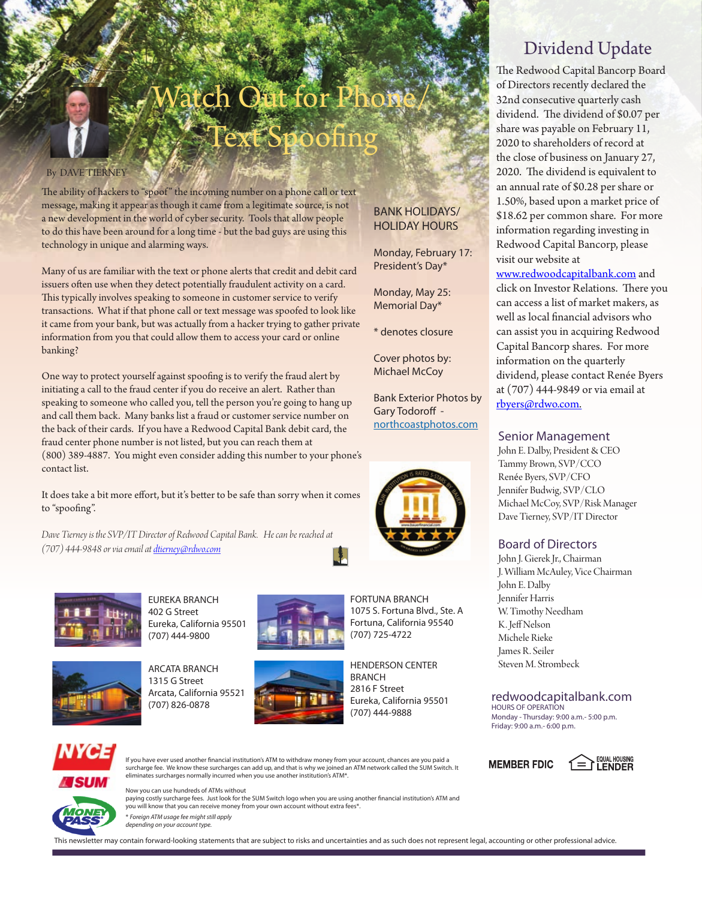# Watch Out for Phone/ Text Spoofing

By DAVE TIERNEY

The ability of hackers to "spoof" the incoming number on a phone call or text message, making it appear as though it came from a legitimate source, is not a new development in the world of cyber security. Tools that allow people to do this have been around for a long time - but the bad guys are using this technology in unique and alarming ways.

Many of us are familiar with the text or phone alerts that credit and debit card issuers often use when they detect potentially fraudulent activity on a card. This typically involves speaking to someone in customer service to verify transactions. What if that phone call or text message was spoofed to look like it came from your bank, but was actually from a hacker trying to gather private information from you that could allow them to access your card or online banking?

One way to protect yourself against spoofing is to verify the fraud alert by initiating a call to the fraud center if you do receive an alert. Rather than speaking to someone who called you, tell the person you're going to hang up and call them back. Many banks list a fraud or customer service number on the back of their cards. If you have a Redwood Capital Bank debit card, the fraud center phone number is not listed, but you can reach them at (800) 389-4887. You might even consider adding this number to your phone's contact list.

It does take a bit more effort, but it's better to be safe than sorry when it comes to "spoofing".

*Dave Tierney is the SVP/IT Director of Redwood Capital Bank. He can be reached at (707) 444-9848 or via email at dtierney@rdwo.com*

## BANK HOLIDAYS/ HOLIDAY HOURS

Monday, February 17: President's Day*

Monday, May 25: Memorial Day*

\* denotes closure

Cover photos by: Michael McCoy

Bank Exterior Photos by Gary Todoroff - northcoastphotos.com

## Dividend Update

The Redwood Capital Bancorp Board of Directors recently declared the 32nd consecutive quarterly cash dividend. The dividend of $0.07 per share was payable on February 11, 2020 to shareholders of record at the close of business on January 27, 2020. The dividend is equivalent to an annual rate of $0.28 per share or 1.50%, based upon a market price of $18.62 per common share. For more information regarding investing in Redwood Capital Bancorp, please visit our website at www.redwoodcapitalbank.com and click on Investor Relations. There you can access a list of market makers, as well as local financial advisors who can assist you in acquiring Redwood Capital Bancorp shares. For more information on the quarterly dividend, please contact Renée Byers at (707) 444-9849 or via email at rbyers@rdwo.com.

## Senior Management

John E. Dalby, President & CEO
Tammy Brown, SVP/CCO
Renée Byers, SVP/CFO
Jennifer Budwig, SVP/CLO
Michael McCoy, SVP/Risk Manager
Dave Tierney, SVP/IT Director

## Board of Directors

John J. Gierek Jr., Chairman
J. William McAuley, Vice Chairman
John E. Dalby
Jennifer Harris
W. Timothy Needham
K. Jeff Nelson
Michele Rieke
James R. Seiler
Steven M. Strombeck

EUREKA BRANCH
402 G Street
Eureka, California 95501
(707) 444-9800

FORTUNA BRANCH
1075 S. Fortuna Blvd., Ste. A
Fortuna, California 95540
(707) 725-4722

ARCATA BRANCH
1315 G Street
Arcata, California 95521
(707) 826-0878

HENDERSON CENTER BRANCH
2816 F Street
Eureka, California 95501
(707) 444-9888

redwoodcapitalbank.com
HOURS OF OPERATION
Monday - Thursday: 9:00 a.m.- 5:00 p.m.
Friday: 9:00 a.m.- 6:00 p.m.

If you have ever used another financial institution's ATM to withdraw money from your account, chances are you paid a surcharge fee. We know these surcharges can add up, and that is why we joined an ATM network called the SUM Switch. It eliminates surcharges normally incurred when you use another institution's ATM*.

Now you can use hundreds of ATMs without paying costly surcharge fees. Just look for the SUM Switch logo when you are using another financial institution's ATM and you will know that you can receive money from your own account without extra fees*.

*\* Foreign ATM usage fee might still apply depending on your account type.*

MEMBER FDIC   EQUAL HOUSING LENDER

This newsletter may contain forward-looking statements that are subject to risks and uncertainties and as such does not represent legal, accounting or other professional advice.